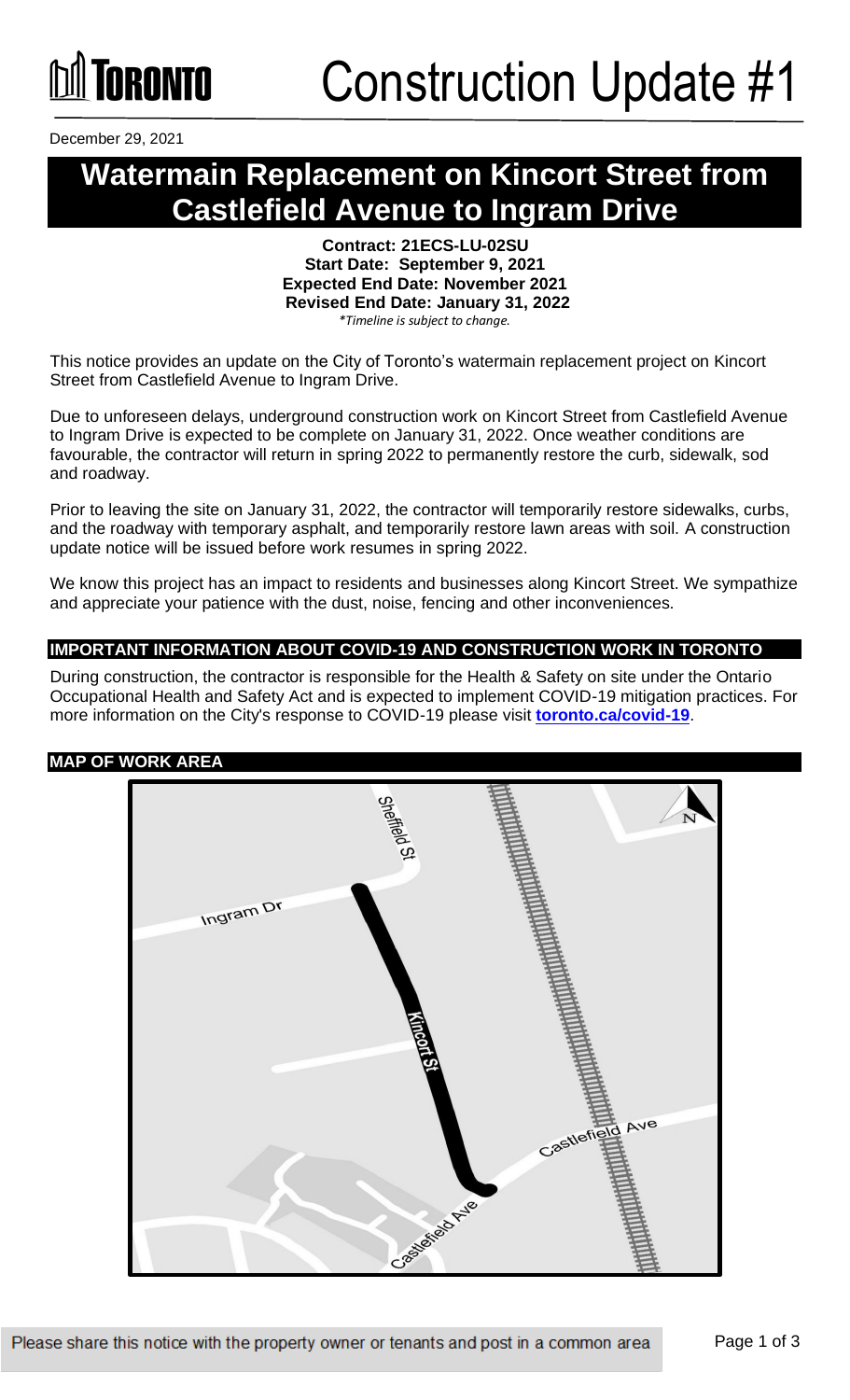# Construction Update #1

December 29, 2021

# Watermain Replacement on Kincort Street from Castlefield Avenue to Ingram Drive

**Contract: 21ECS-LU-02SU**
**Start Date: September 9, 2021**
**Expected End Date: November 2021**
**Revised End Date: January 31, 2022**
*\*Timeline is subject to change.*

This notice provides an update on the City of Toronto's watermain replacement project on Kincort Street from Castlefield Avenue to Ingram Drive.

Due to unforeseen delays, underground construction work on Kincort Street from Castlefield Avenue to Ingram Drive is expected to be complete on January 31, 2022. Once weather conditions are favourable, the contractor will return in spring 2022 to permanently restore the curb, sidewalk, sod and roadway.

Prior to leaving the site on January 31, 2022, the contractor will temporarily restore sidewalks, curbs, and the roadway with temporary asphalt, and temporarily restore lawn areas with soil. A construction update notice will be issued before work resumes in spring 2022.

We know this project has an impact to residents and businesses along Kincort Street. We sympathize and appreciate your patience with the dust, noise, fencing and other inconveniences.

## IMPORTANT INFORMATION ABOUT COVID-19 AND CONSTRUCTION WORK IN TORONTO

During construction, the contractor is responsible for the Health & Safety on site under the Ontario Occupational Health and Safety Act and is expected to implement COVID-19 mitigation practices. For more information on the City's response to COVID-19 please visit **toronto.ca/covid-19**.

## MAP OF WORK AREA

Please share this notice with the property owner or tenants and post in a common area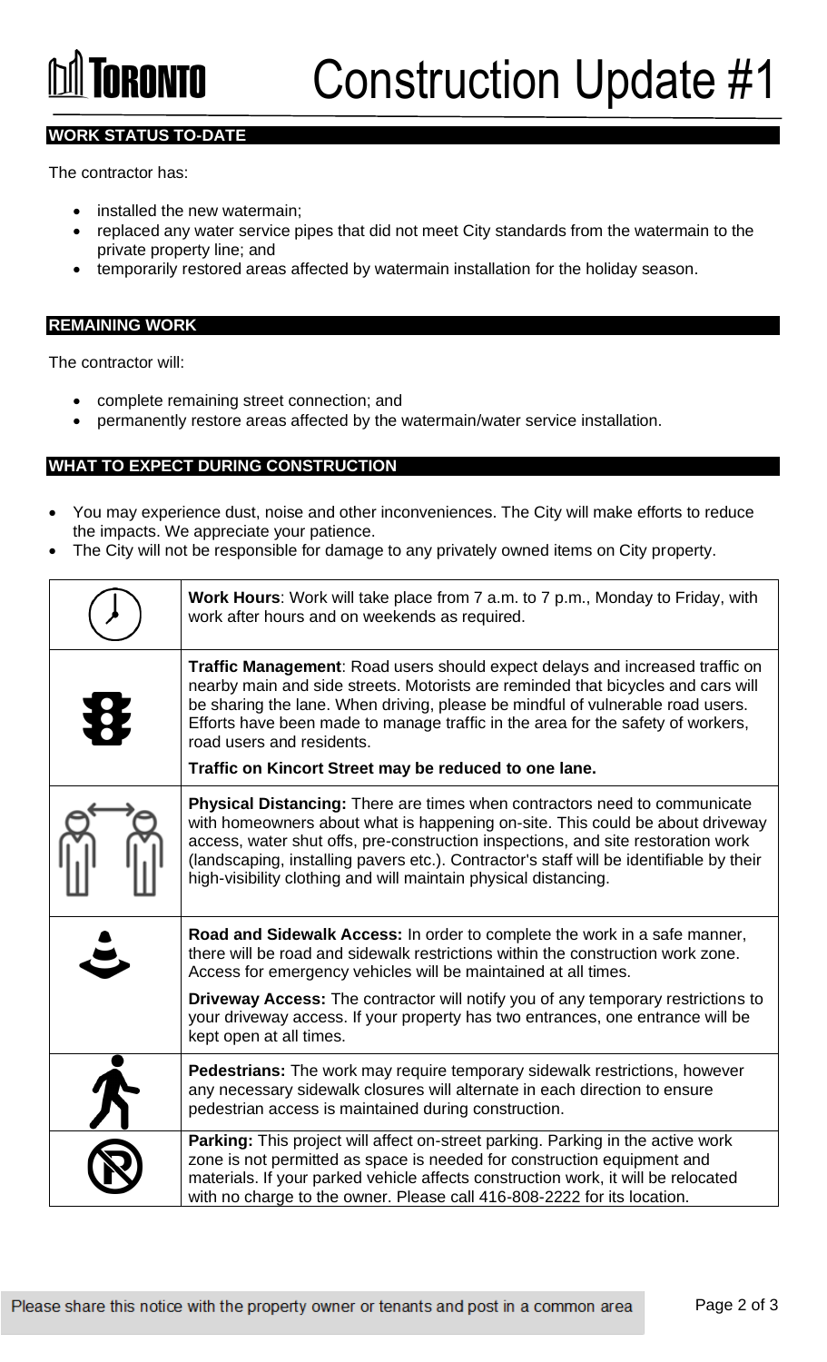# Construction Update #1

## WORK STATUS TO-DATE

The contractor has:

- installed the new watermain;
- replaced any water service pipes that did not meet City standards from the watermain to the private property line; and
- temporarily restored areas affected by watermain installation for the holiday season.

## REMAINING WORK

The contractor will:

- complete remaining street connection; and
- permanently restore areas affected by the watermain/water service installation.

## WHAT TO EXPECT DURING CONSTRUCTION

- You may experience dust, noise and other inconveniences. The City will make efforts to reduce the impacts. We appreciate your patience.
- The City will not be responsible for damage to any privately owned items on City property.

| | |
|---|---|
| | **Work Hours**: Work will take place from 7 a.m. to 7 p.m., Monday to Friday, with work after hours and on weekends as required. |
| | **Traffic Management**: Road users should expect delays and increased traffic on nearby main and side streets. Motorists are reminded that bicycles and cars will be sharing the lane. When driving, please be mindful of vulnerable road users. Efforts have been made to manage traffic in the area for the safety of workers, road users and residents. **Traffic on Kincort Street may be reduced to one lane.** |
| | **Physical Distancing:** There are times when contractors need to communicate with homeowners about what is happening on-site. This could be about driveway access, water shut offs, pre-construction inspections, and site restoration work (landscaping, installing pavers etc.). Contractor's staff will be identifiable by their high-visibility clothing and will maintain physical distancing. |
| | **Road and Sidewalk Access:** In order to complete the work in a safe manner, there will be road and sidewalk restrictions within the construction work zone. Access for emergency vehicles will be maintained at all times. **Driveway Access:** The contractor will notify you of any temporary restrictions to your driveway access. If your property has two entrances, one entrance will be kept open at all times. |
| | **Pedestrians:** The work may require temporary sidewalk restrictions, however any necessary sidewalk closures will alternate in each direction to ensure pedestrian access is maintained during construction. |
| | **Parking:** This project will affect on-street parking. Parking in the active work zone is not permitted as space is needed for construction equipment and materials. If your parked vehicle affects construction work, it will be relocated with no charge to the owner. Please call 416-808-2222 for its location. |

Please share this notice with the property owner or tenants and post in a common area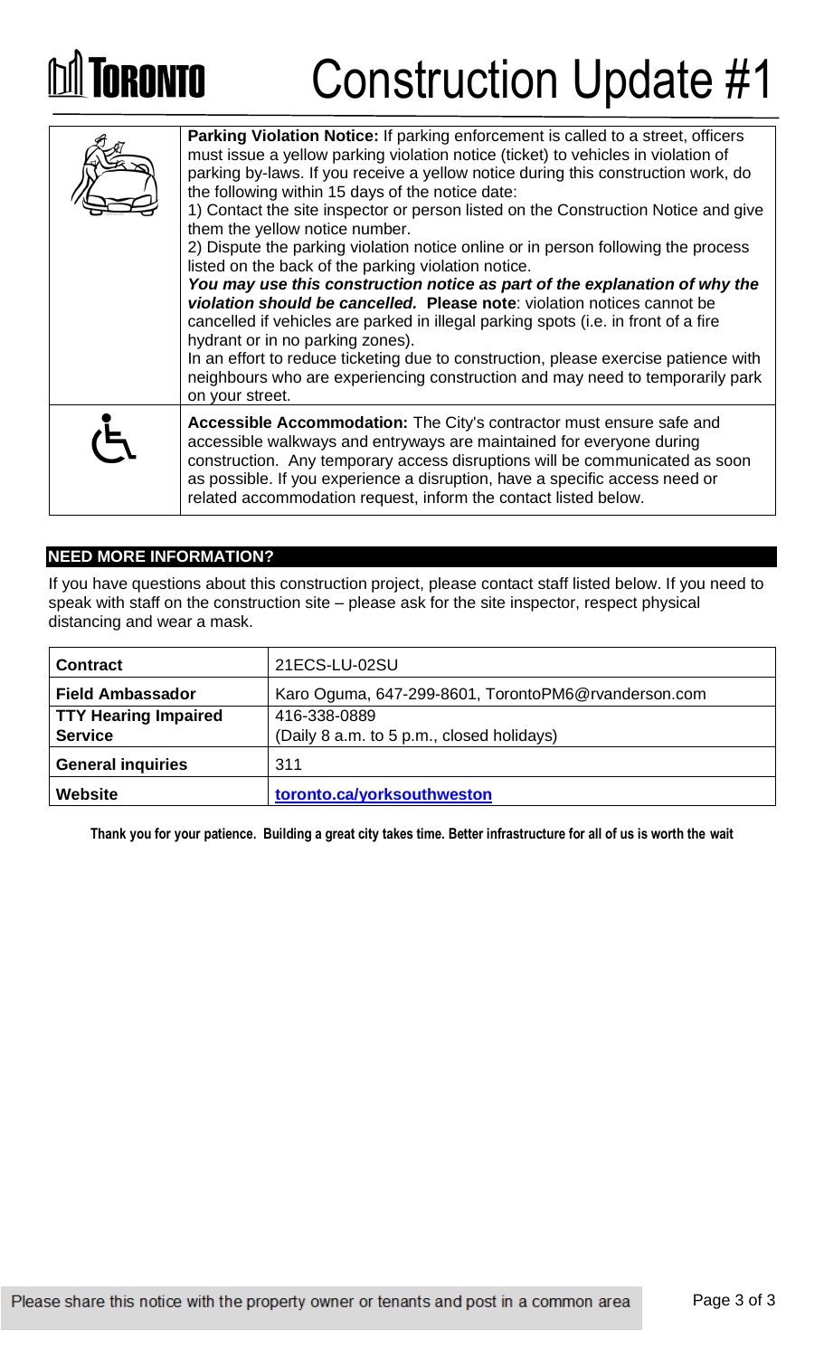# Construction Update #1

| | |
|---|---|
| | **Parking Violation Notice:** If parking enforcement is called to a street, officers must issue a yellow parking violation notice (ticket) to vehicles in violation of parking by-laws. If you receive a yellow notice during this construction work, do the following within 15 days of the notice date:<br>1) Contact the site inspector or person listed on the Construction Notice and give them the yellow notice number.<br>2) Dispute the parking violation notice online or in person following the process listed on the back of the parking violation notice.<br>***You may use this construction notice as part of the explanation of why the violation should be cancelled.*** **Please note**: violation notices cannot be cancelled if vehicles are parked in illegal parking spots (i.e. in front of a fire hydrant or in no parking zones).<br>In an effort to reduce ticketing due to construction, please exercise patience with neighbours who are experiencing construction and may need to temporarily park on your street. |
| | **Accessible Accommodation:** The City's contractor must ensure safe and accessible walkways and entryways are maintained for everyone during construction. Any temporary access disruptions will be communicated as soon as possible. If you experience a disruption, have a specific access need or related accommodation request, inform the contact listed below. |

## NEED MORE INFORMATION?

If you have questions about this construction project, please contact staff listed below. If you need to speak with staff on the construction site – please ask for the site inspector, respect physical distancing and wear a mask.

| | |
|---|---|
| **Contract** | 21ECS-LU-02SU |
| **Field Ambassador** | Karo Oguma, 647-299-8601, TorontoPM6@rvanderson.com |
| **TTY Hearing Impaired Service** | 416-338-0889<br>(Daily 8 a.m. to 5 p.m., closed holidays) |
| **General inquiries** | 311 |
| **Website** | **toronto.ca/yorksouthweston** |

**Thank you for your patience. Building a great city takes time. Better infrastructure for all of us is worth the wait**

Please share this notice with the property owner or tenants and post in a common area